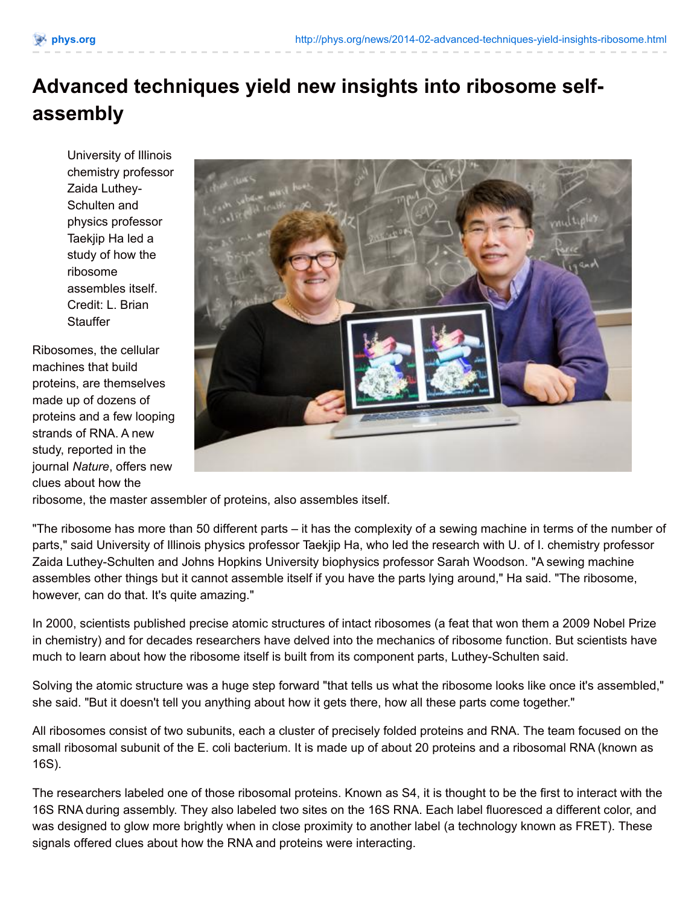# Advanced techniques yield new insights into ribosome self-assembly

University of Illinois chemistry professor Zaida Luthey-Schulten and physics professor Taekjip Ha led a study of how the ribosome assembles itself. Credit: L. Brian Stauffer

Ribosomes, the cellular machines that build proteins, are themselves made up of dozens of proteins and a few looping strands of RNA. A new study, reported in the journal *Nature*, offers new clues about how the ribosome, the master assembler of proteins, also assembles itself.

"The ribosome has more than 50 different parts – it has the complexity of a sewing machine in terms of the number of parts," said University of Illinois physics professor Taekjip Ha, who led the research with U. of I. chemistry professor Zaida Luthey-Schulten and Johns Hopkins University biophysics professor Sarah Woodson. "A sewing machine assembles other things but it cannot assemble itself if you have the parts lying around," Ha said. "The ribosome, however, can do that. It's quite amazing."

In 2000, scientists published precise atomic structures of intact ribosomes (a feat that won them a 2009 Nobel Prize in chemistry) and for decades researchers have delved into the mechanics of ribosome function. But scientists have much to learn about how the ribosome itself is built from its component parts, Luthey-Schulten said.

Solving the atomic structure was a huge step forward "that tells us what the ribosome looks like once it's assembled," she said. "But it doesn't tell you anything about how it gets there, how all these parts come together."

All ribosomes consist of two subunits, each a cluster of precisely folded proteins and RNA. The team focused on the small ribosomal subunit of the E. coli bacterium. It is made up of about 20 proteins and a ribosomal RNA (known as 16S).

The researchers labeled one of those ribosomal proteins. Known as S4, it is thought to be the first to interact with the 16S RNA during assembly. They also labeled two sites on the 16S RNA. Each label fluoresced a different color, and was designed to glow more brightly when in close proximity to another label (a technology known as FRET). These signals offered clues about how the RNA and proteins were interacting.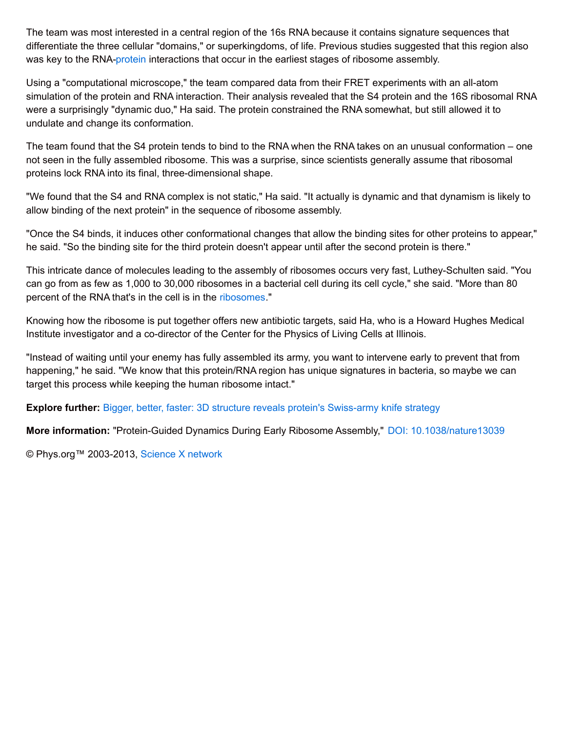The team was most interested in a central region of the 16s RNA because it contains signature sequences that differentiate the three cellular "domains," or superkingdoms, of life. Previous studies suggested that this region also was key to the RNA-protein interactions that occur in the earliest stages of ribosome assembly.

Using a "computational microscope," the team compared data from their FRET experiments with an all-atom simulation of the protein and RNA interaction. Their analysis revealed that the S4 protein and the 16S ribosomal RNA were a surprisingly "dynamic duo," Ha said. The protein constrained the RNA somewhat, but still allowed it to undulate and change its conformation.

The team found that the S4 protein tends to bind to the RNA when the RNA takes on an unusual conformation – one not seen in the fully assembled ribosome. This was a surprise, since scientists generally assume that ribosomal proteins lock RNA into its final, three-dimensional shape.

"We found that the S4 and RNA complex is not static," Ha said. "It actually is dynamic and that dynamism is likely to allow binding of the next protein" in the sequence of ribosome assembly.

"Once the S4 binds, it induces other conformational changes that allow the binding sites for other proteins to appear," he said. "So the binding site for the third protein doesn't appear until after the second protein is there."

This intricate dance of molecules leading to the assembly of ribosomes occurs very fast, Luthey-Schulten said. "You can go from as few as 1,000 to 30,000 ribosomes in a bacterial cell during its cell cycle," she said. "More than 80 percent of the RNA that's in the cell is in the ribosomes."

Knowing how the ribosome is put together offers new antibiotic targets, said Ha, who is a Howard Hughes Medical Institute investigator and a co-director of the Center for the Physics of Living Cells at Illinois.

"Instead of waiting until your enemy has fully assembled its army, you want to intervene early to prevent that from happening," he said. "We know that this protein/RNA region has unique signatures in bacteria, so maybe we can target this process while keeping the human ribosome intact."

**Explore further:** Bigger, better, faster: 3D structure reveals protein's Swiss-army knife strategy

**More information:** "Protein-Guided Dynamics During Early Ribosome Assembly," DOI: 10.1038/nature13039

© Phys.org™ 2003-2013, Science X network